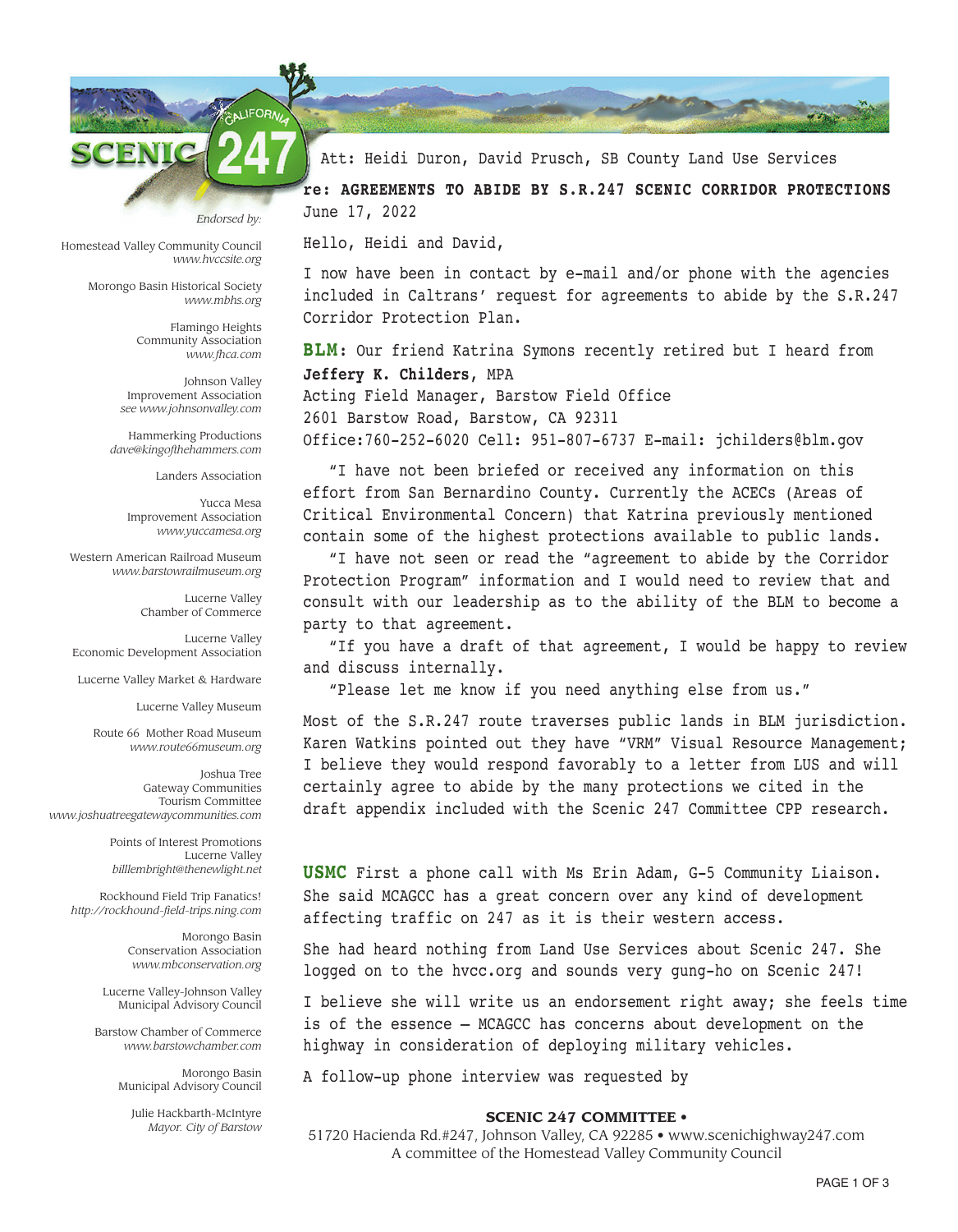SCENIC 247 CALIFORNIA

*Endorsed by:*

Homestead Valley Community Council
*www.hvccsite.org*

Morongo Basin Historical Society
*www.mbhs.org*

Flamingo Heights Community Association
*www.fhca.com*

Johnson Valley Improvement Association
*see www.johnsonvalley.com*

Hammerking Productions
*dave@kingofthehammers.com*

Landers Association

Yucca Mesa Improvement Association
*www.yuccamesa.org*

Western American Railroad Museum
*www.barstowrailmuseum.org*

Lucerne Valley Chamber of Commerce

Lucerne Valley Economic Development Association

Lucerne Valley Market & Hardware

Lucerne Valley Museum

Route 66 Mother Road Museum
*www.route66museum.org*

Joshua Tree Gateway Communities Tourism Committee
*www.joshuatreegatewaycommunities.com*

Points of Interest Promotions Lucerne Valley
*billlembright@thenewlight.net*

Rockhound Field Trip Fanatics!
*http://rockhound-field-trips.ning.com*

Morongo Basin Conservation Association
*www.mbconservation.org*

Lucerne Valley-Johnson Valley Municipal Advisory Council

Barstow Chamber of Commerce
*www.barstowchamber.com*

Morongo Basin Municipal Advisory Council

Julie Hackbarth-McIntyre
*Mayor. City of Barstow*

Att: Heidi Duron, David Prusch, SB County Land Use Services

**re: AGREEMENTS TO ABIDE BY S.R.247 SCENIC CORRIDOR PROTECTIONS**

June 17, 2022

Hello, Heidi and David,

I now have been in contact by e-mail and/or phone with the agencies included in Caltrans' request for agreements to abide by the S.R.247 Corridor Protection Plan.

**BLM**: Our friend Katrina Symons recently retired but I heard from **Jeffery K. Childers**, MPA
Acting Field Manager, Barstow Field Office
2601 Barstow Road, Barstow, CA 92311
Office:760-252-6020 Cell: 951-807-6737 E-mail: jchilders@blm.gov

"I have not been briefed or received any information on this effort from San Bernardino County. Currently the ACECs (Areas of Critical Environmental Concern) that Katrina previously mentioned contain some of the highest protections available to public lands.

"I have not seen or read the "agreement to abide by the Corridor Protection Program" information and I would need to review that and consult with our leadership as to the ability of the BLM to become a party to that agreement.

"If you have a draft of that agreement, I would be happy to review and discuss internally.

"Please let me know if you need anything else from us."

Most of the S.R.247 route traverses public lands in BLM jurisdiction. Karen Watkins pointed out they have "VRM" Visual Resource Management; I believe they would respond favorably to a letter from LUS and will certainly agree to abide by the many protections we cited in the draft appendix included with the Scenic 247 Committee CPP research.

**USMC** First a phone call with Ms Erin Adam, G-5 Community Liaison. She said MCAGCC has a great concern over any kind of development affecting traffic on 247 as it is their western access.

She had heard nothing from Land Use Services about Scenic 247. She logged on to the hvcc.org and sounds very gung-ho on Scenic 247!

I believe she will write us an endorsement right away; she feels time is of the essence — MCAGCC has concerns about development on the highway in consideration of deploying military vehicles.

A follow-up phone interview was requested by

**SCENIC 247 COMMITTEE •**
51720 Hacienda Rd.#247, Johnson Valley, CA 92285 • www.scenichighway247.com
A committee of the Homestead Valley Community Council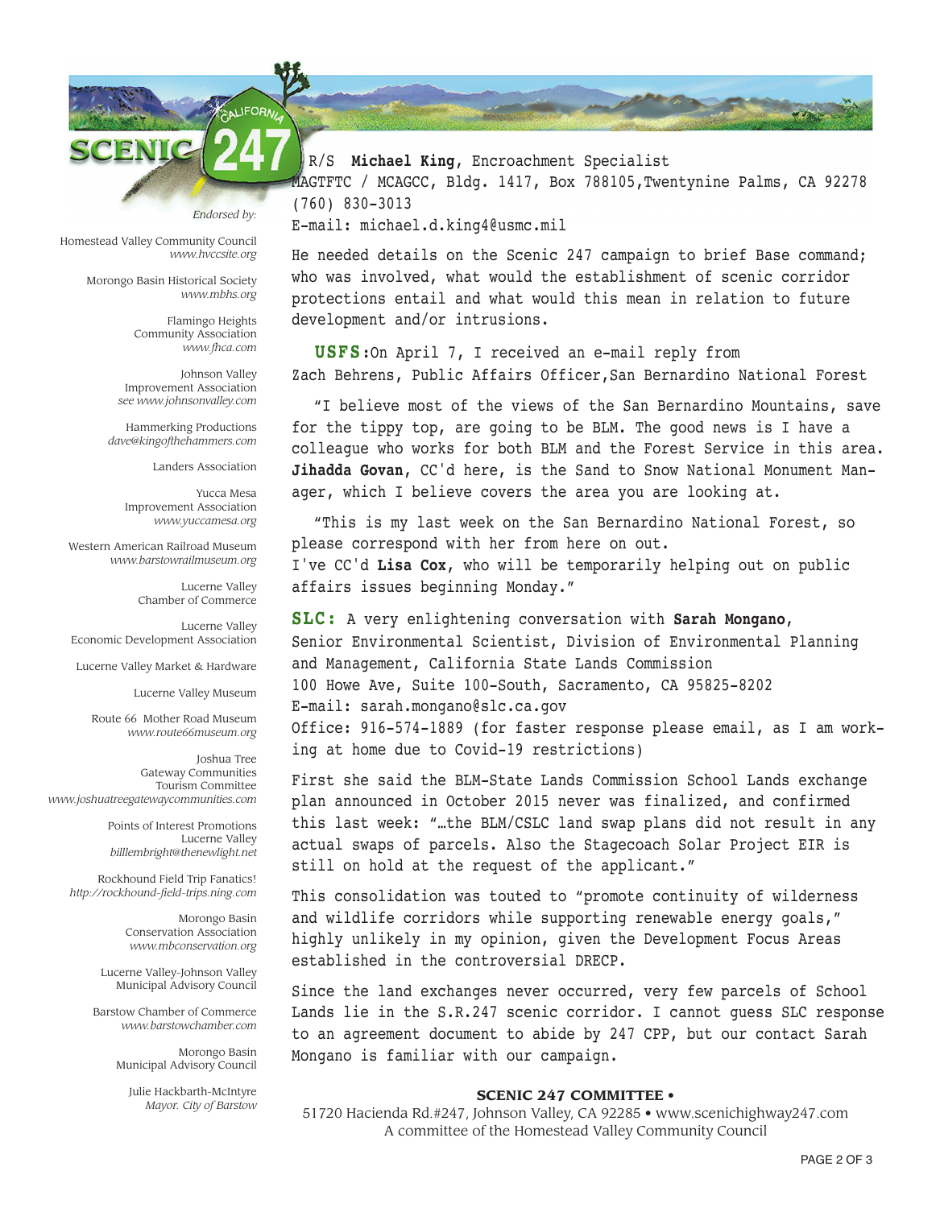Endorsed by:

Homestead Valley Community Council
www.hvccsite.org

Morongo Basin Historical Society
www.mbhs.org

Flamingo Heights Community Association
www.fhca.com

Johnson Valley Improvement Association
see www.johnsonvalley.com

Hammerking Productions
dave@kingofthehammers.com

Landers Association

Yucca Mesa Improvement Association
www.yuccamesa.org

Western American Railroad Museum
www.barstowrailmuseum.org

Lucerne Valley Chamber of Commerce

Lucerne Valley Economic Development Association

Lucerne Valley Market & Hardware

Lucerne Valley Museum

Route 66 Mother Road Museum
www.route66museum.org

Joshua Tree Gateway Communities Tourism Committee
www.joshuatreegatewaycommunities.com

Points of Interest Promotions Lucerne Valley
billlembright@thenewlight.net

Rockhound Field Trip Fanatics!
http://rockhound-field-trips.ning.com

Morongo Basin Conservation Association
www.mbconservation.org

Lucerne Valley-Johnson Valley Municipal Advisory Council

Barstow Chamber of Commerce
www.barstowchamber.com

Morongo Basin Municipal Advisory Council

Julie Hackbarth-McIntyre
*Mayor, City of Barstow*

R/S **Michael King**, Encroachment Specialist
MAGTFTC / MCAGCC, Bldg. 1417, Box 788105,Twentynine Palms, CA 92278
(760) 830-3013
E-mail: michael.d.king4@usmc.mil

He needed details on the Scenic 247 campaign to brief Base command; who was involved, what would the establishment of scenic corridor protections entail and what would this mean in relation to future development and/or intrusions.

**USFS**:On April 7, I received an e-mail reply from Zach Behrens, Public Affairs Officer,San Bernardino National Forest

"I believe most of the views of the San Bernardino Mountains, save for the tippy top, are going to be BLM. The good news is I have a colleague who works for both BLM and the Forest Service in this area. **Jihadda Govan**, CC'd here, is the Sand to Snow National Monument Manager, which I believe covers the area you are looking at.

"This is my last week on the San Bernardino National Forest, so please correspond with her from here on out.
I've CC'd **Lisa Cox**, who will be temporarily helping out on public affairs issues beginning Monday."

**SLC:** A very enlightening conversation with **Sarah Mongano**, Senior Environmental Scientist, Division of Environmental Planning and Management, California State Lands Commission
100 Howe Ave, Suite 100-South, Sacramento, CA 95825-8202
E-mail: sarah.mongano@slc.ca.gov
Office: 916-574-1889 (for faster response please email, as I am working at home due to Covid-19 restrictions)

First she said the BLM-State Lands Commission School Lands exchange plan announced in October 2015 never was finalized, and confirmed this last week: "…the BLM/CSLC land swap plans did not result in any actual swaps of parcels. Also the Stagecoach Solar Project EIR is still on hold at the request of the applicant."

This consolidation was touted to "promote continuity of wilderness and wildlife corridors while supporting renewable energy goals," highly unlikely in my opinion, given the Development Focus Areas established in the controversial DRECP.

Since the land exchanges never occurred, very few parcels of School Lands lie in the S.R.247 scenic corridor. I cannot guess SLC response to an agreement document to abide by 247 CPP, but our contact Sarah Mongano is familiar with our campaign.

**SCENIC 247 COMMITTEE •**
51720 Hacienda Rd.#247, Johnson Valley, CA 92285 • www.scenichighway247.com
A committee of the Homestead Valley Community Council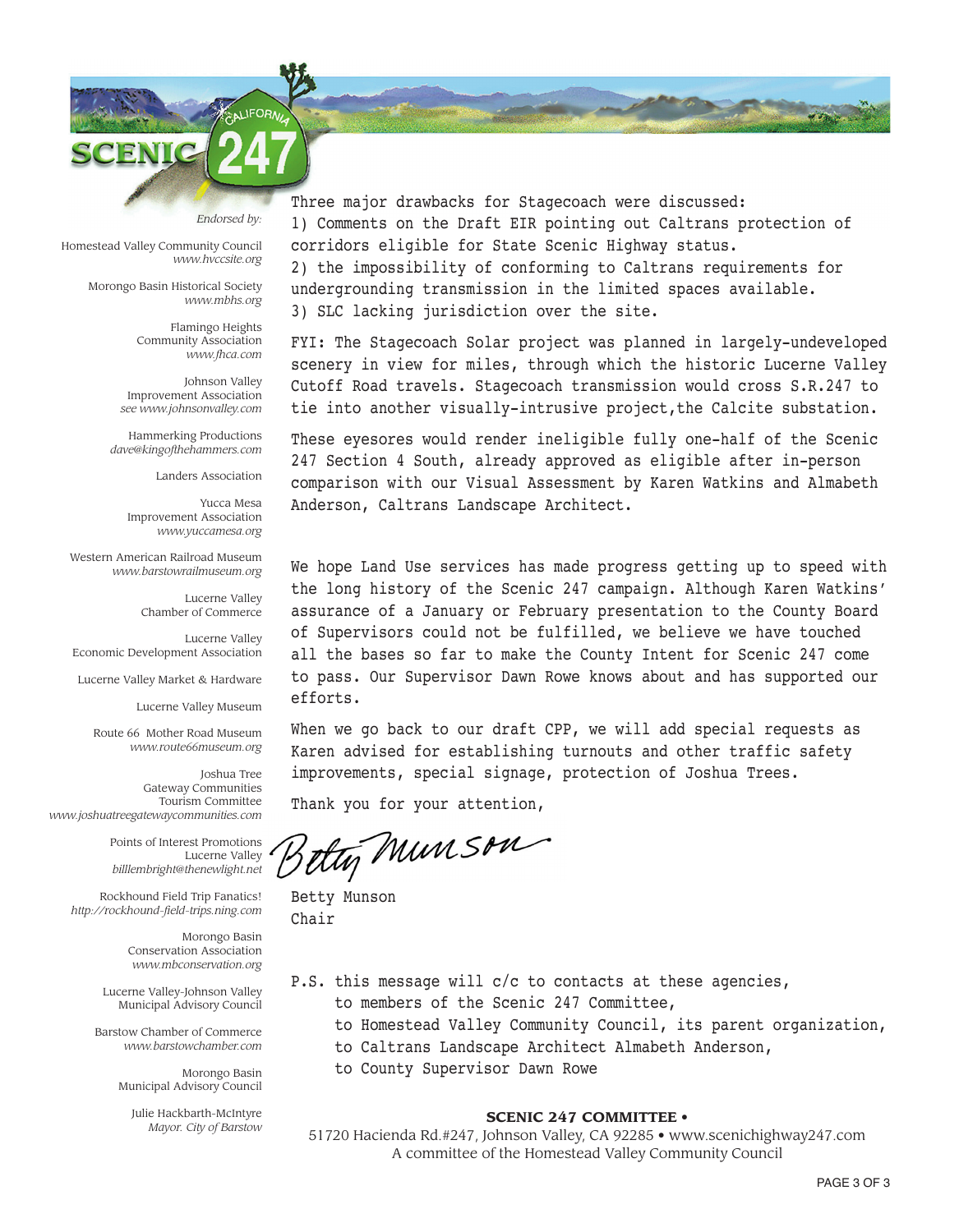SCENIC CALIFORNIA 247

*Endorsed by:*

Homestead Valley Community Council
*www.hvccsite.org*

Morongo Basin Historical Society
*www.mbhs.org*

Flamingo Heights Community Association
*www.fhca.com*

Johnson Valley Improvement Association
*see www.johnsonvalley.com*

Hammerking Productions
*dave@kingofthehammers.com*

Landers Association

Yucca Mesa Improvement Association
*www.yuccamesa.org*

Western American Railroad Museum
*www.barstowrailmuseum.org*

Lucerne Valley Chamber of Commerce

Lucerne Valley Economic Development Association

Lucerne Valley Market & Hardware

Lucerne Valley Museum

Route 66 Mother Road Museum
*www.route66museum.org*

Joshua Tree Gateway Communities Tourism Committee
*www.joshuatreegatewaycommunities.com*

Points of Interest Promotions Lucerne Valley
*billlembright@thenewlight.net*

Rockhound Field Trip Fanatics!
*http://rockhound-field-trips.ning.com*

Morongo Basin Conservation Association
*www.mbconservation.org*

Lucerne Valley-Johnson Valley Municipal Advisory Council

Barstow Chamber of Commerce
*www.barstowchamber.com*

Morongo Basin Municipal Advisory Council

Julie Hackbarth-McIntyre
*Mayor. City of Barstow*

Three major drawbacks for Stagecoach were discussed:
1) Comments on the Draft EIR pointing out Caltrans protection of corridors eligible for State Scenic Highway status.
2) the impossibility of conforming to Caltrans requirements for undergrounding transmission in the limited spaces available.
3) SLC lacking jurisdiction over the site.

FYI: The Stagecoach Solar project was planned in largely-undeveloped scenery in view for miles, through which the historic Lucerne Valley Cutoff Road travels. Stagecoach transmission would cross S.R.247 to tie into another visually-intrusive project,the Calcite substation.

These eyesores would render ineligible fully one-half of the Scenic 247 Section 4 South, already approved as eligible after in-person comparison with our Visual Assessment by Karen Watkins and Almabeth Anderson, Caltrans Landscape Architect.

We hope Land Use services has made progress getting up to speed with the long history of the Scenic 247 campaign. Although Karen Watkins' assurance of a January or February presentation to the County Board of Supervisors could not be fulfilled, we believe we have touched all the bases so far to make the County Intent for Scenic 247 come to pass. Our Supervisor Dawn Rowe knows about and has supported our efforts.

When we go back to our draft CPP, we will add special requests as Karen advised for establishing turnouts and other traffic safety improvements, special signage, protection of Joshua Trees.

Thank you for your attention,

*Betty Munson*

Betty Munson
Chair

P.S. this message will c/c to contacts at these agencies,
to members of the Scenic 247 Committee,
to Homestead Valley Community Council, its parent organization,
to Caltrans Landscape Architect Almabeth Anderson,
to County Supervisor Dawn Rowe

**SCENIC 247 COMMITTEE •**
51720 Hacienda Rd.#247, Johnson Valley, CA 92285 • www.scenichighway247.com
A committee of the Homestead Valley Community Council